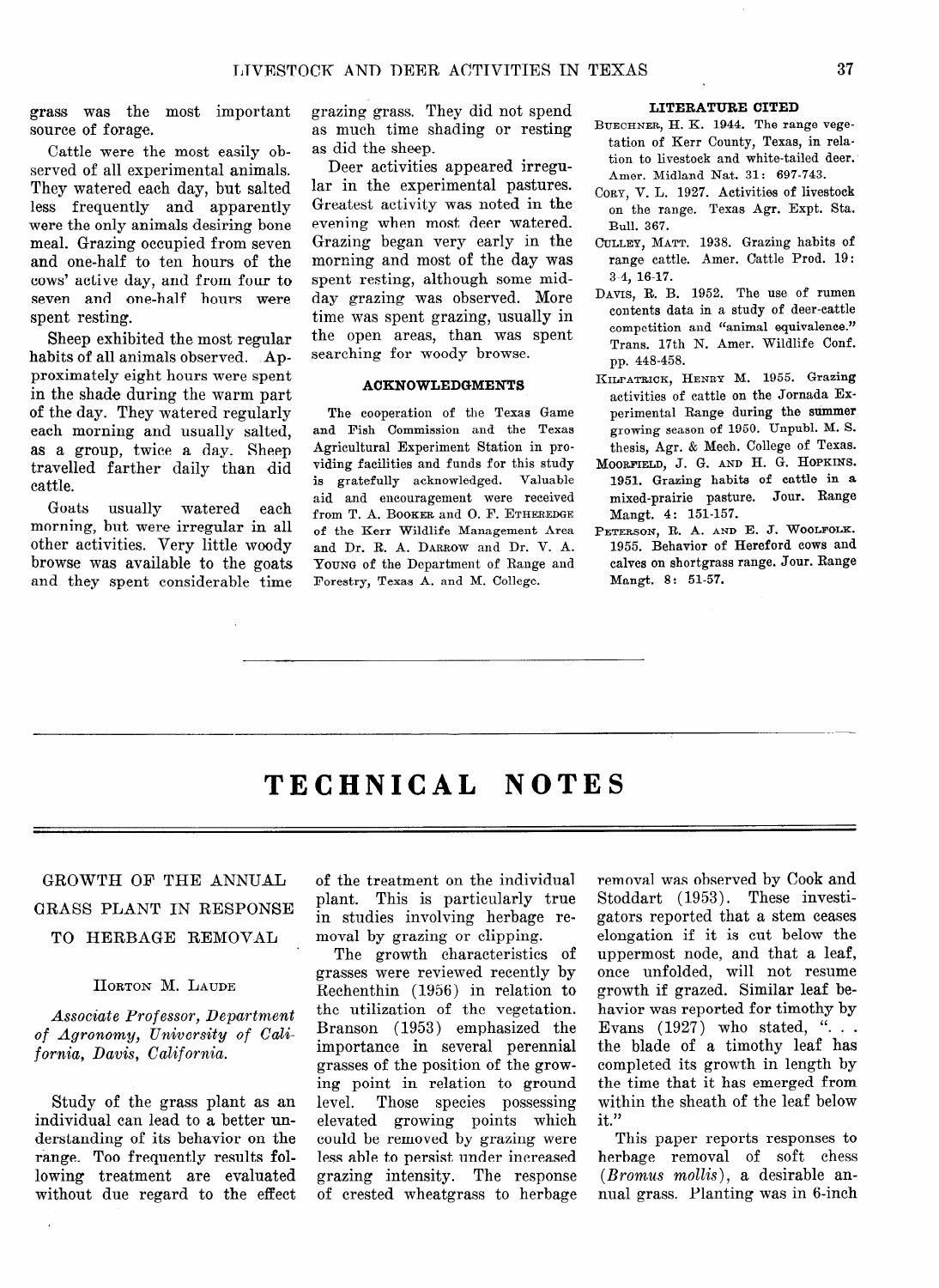grass was the most important source of forage.

Cattle were the most easily observed of all experimental animals. They watered each day, but salted less frequently and apparently were the only animals desiring bone meal. Grazing occupied from seven and one-half to ten hours of the cows' active day, and from four to seven and one-half hours were spent resting.

Sheep exhibited the most regular habits of all animals observed. Approximately eight hours were spent in the shade during the warm part of the day. They watered regularly each morning and usually salted, as a group, twice a day. Sheep travelled farther daily than did cattle.

Goats usually watered each morning, but were irregular in all other activities. Very little woody browse was available to the goats and they spent considerable time grazing grass. They did not spend as much time shading or resting as did the sheep.

Deer activities appeared irregular in the experimental pastures. Greatest activity was noted in the evening when most deer watered. Grazing began very early in the morning and most of the day was spent resting, although some midday grazing was observed. More time was spent grazing, usually in the open areas, than was spent searching for woody browse.

## ACKNOWLEDGMENTS

The cooperation of the Texas Game and Fish Commission and the Texas Agricultural Experiment Station in providing facilities and funds for this study is gratefully acknowledged. Valuable aid and encouragement were received from T. A. Booker and O. F. Etheredge of the Kerr Wildlife Management Area and Dr. R. A. Darrow and Dr. V. A. Young of the Department of Range and Forestry, Texas A. and M. College.

## LITERATURE CITED

Buechner, H. K. 1944. The range vegetation of Kerr County, Texas, in relation to livestock and white-tailed deer. Amer. Midland Nat. 31: 697-743.

Cory, V. L. 1927. Activities of livestock on the range. Texas Agr. Expt. Sta. Bull. 367.

Culley, Matt. 1938. Grazing habits of range cattle. Amer. Cattle Prod. 19: 3-4, 16-17.

Davis, R. B. 1952. The use of rumen contents data in a study of deer-cattle competition and "animal equivalence." Trans. 17th N. Amer. Wildlife Conf. pp. 448-458.

Kilpatrick, Henry M. 1955. Grazing activities of cattle on the Jornada Experimental Range during the summer growing season of 1950. Unpubl. M. S. thesis, Agr. & Mech. College of Texas.

Moorefield, J. G. and H. G. Hopkins. 1951. Grazing habits of cattle in a mixed-prairie pasture. Jour. Range Mangt. 4: 151-157.

Peterson, R. A. and E. J. Woolfolk. 1955. Behavior of Hereford cows and calves on shortgrass range. Jour. Range Mangt. 8: 51-57.

# TECHNICAL NOTES

## GROWTH OF THE ANNUAL GRASS PLANT IN RESPONSE TO HERBAGE REMOVAL

Horton M. Laude

*Associate Professor, Department of Agronomy, University of California, Davis, California.*

Study of the grass plant as an individual can lead to a better understanding of its behavior on the range. Too frequently results following treatment are evaluated without due regard to the effect of the treatment on the individual plant. This is particularly true in studies involving herbage removal by grazing or clipping.

The growth characteristics of grasses were reviewed recently by Rechenthin (1956) in relation to the utilization of the vegetation. Branson (1953) emphasized the importance in several perennial grasses of the position of the growing point in relation to ground level. Those species possessing elevated growing points which could be removed by grazing were less able to persist under increased grazing intensity. The response of crested wheatgrass to herbage removal was observed by Cook and Stoddart (1953). These investigators reported that a stem ceases elongation if it is cut below the uppermost node, and that a leaf, once unfolded, will not resume growth if grazed. Similar leaf behavior was reported for timothy by Evans (1927) who stated, ". . . the blade of a timothy leaf has completed its growth in length by the time that it has emerged from within the sheath of the leaf below it."

This paper reports responses to herbage removal of soft chess (*Bromus mollis*), a desirable annual grass. Planting was in 6-inch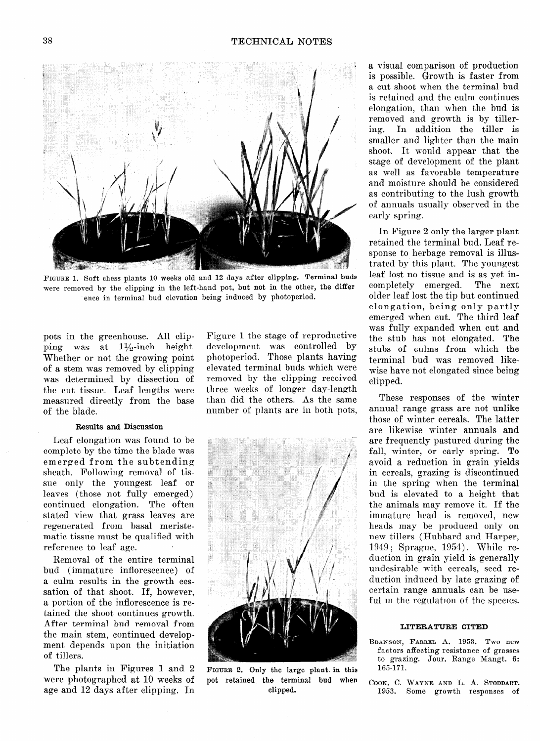FIGURE 1. Soft chess plants 10 weeks old and 12 days after clipping. Terminal buds were removed by the clipping in the left-hand pot, but not in the other, the difference in terminal bud elevation being induced by photoperiod.

pots in the greenhouse. All clipping was at 1½-inch height. Whether or not the growing point of a stem was removed by clipping was determined by dissection of the cut tissue. Leaf lengths were measured directly from the base of the blade.

### Results and Discussion

Leaf elongation was found to be complete by the time the blade was emerged from the subtending sheath. Following removal of tissue only the youngest leaf or leaves (those not fully emerged) continued elongation. The often stated view that grass leaves are regenerated from basal meristematic tissue must be qualified with reference to leaf age.

Removal of the entire terminal bud (immature inflorescence) of a culm results in the growth cessation of that shoot. If, however, a portion of the inflorescence is retained the shoot continues growth. After terminal bud removal from the main stem, continued development depends upon the initiation of tillers.

The plants in Figures 1 and 2 were photographed at 10 weeks of age and 12 days after clipping. In Figure 1 the stage of reproductive development was controlled by photoperiod. Those plants having elevated terminal buds which were removed by the clipping received three weeks of longer day-length than did the others. As the same number of plants are in both pots, a visual comparison of production is possible. Growth is faster from a cut shoot when the terminal bud is retained and the culm continues elongation, than when the bud is removed and growth is by tillering. In addition the tiller is smaller and lighter than the main shoot. It would appear that the stage of development of the plant as well as favorable temperature and moisture should be considered as contributing to the lush growth of annuals usually observed in the early spring.

FIGURE 2. Only the large plant in this pot retained the terminal bud when clipped.

In Figure 2 only the larger plant retained the terminal bud. Leaf response to herbage removal is illustrated by this plant. The youngest leaf lost no tissue and is as yet incompletely emerged. The next older leaf lost the tip but continued elongation, being only partly emerged when cut. The third leaf was fully expanded when cut and the stub has not elongated. The stubs of culms from which the terminal bud was removed likewise have not elongated since being clipped.

These responses of the winter annual range grass are not unlike those of winter cereals. The latter are likewise winter annuals and are frequently pastured during the fall, winter, or early spring. To avoid a reduction in grain yields in cereals, grazing is discontinued in the spring when the terminal bud is elevated to a height that the animals may remove it. If the immature head is removed, new heads may be produced only on new tillers (Hubbard and Harper, 1949; Sprague, 1954). While reduction in grain yield is generally undesirable with cereals, seed reduction induced by late grazing of certain range annuals can be useful in the regulation of the species.

### LITERATURE CITED

BRANSON, FARREL A. 1953. Two new factors affecting resistance of grasses to grazing. Jour. Range Mangt. 6: 165-171.

COOK, C. WAYNE AND L. A. STODDART. 1953. Some growth responses of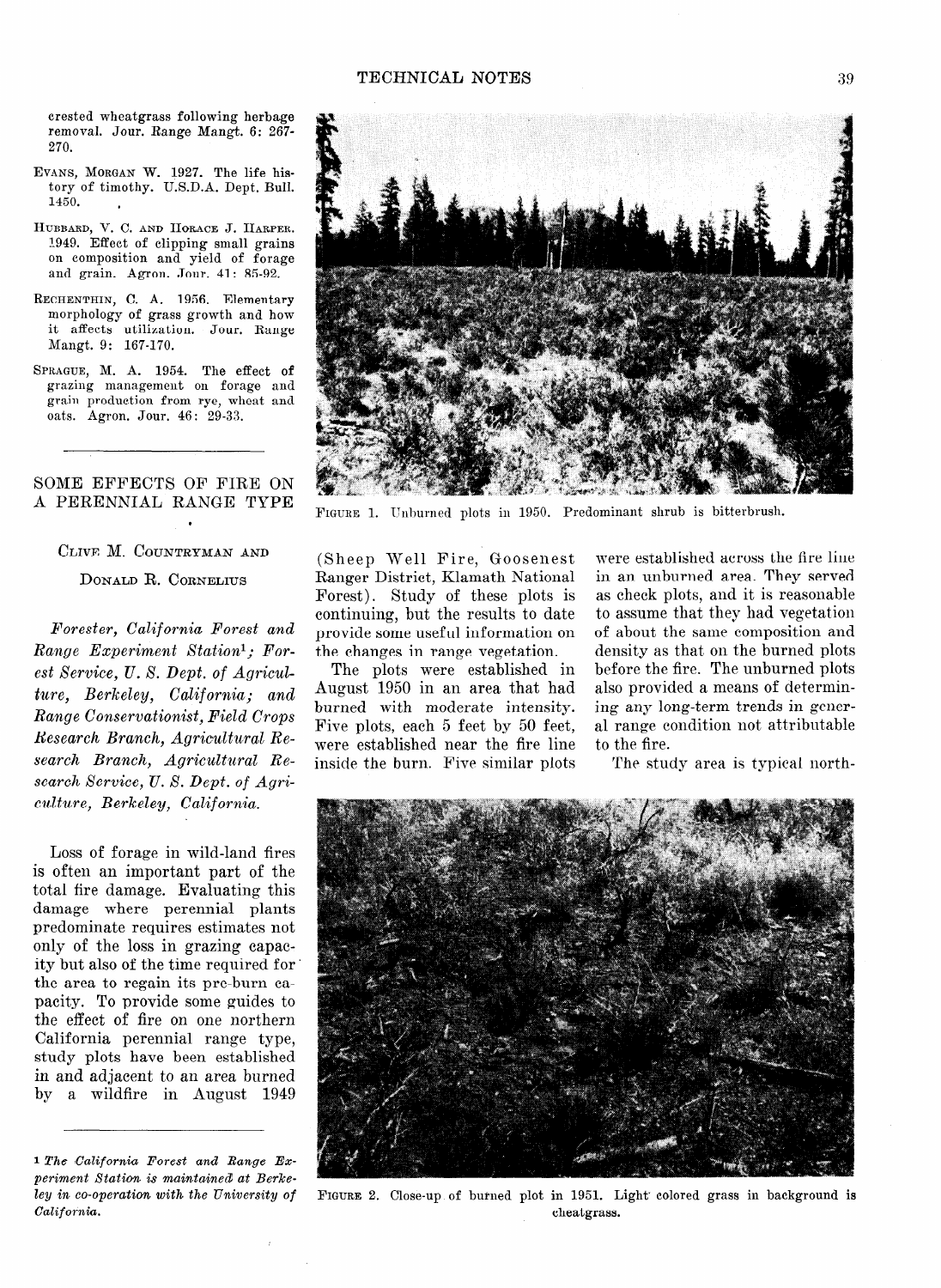crested wheatgrass following herbage removal. Jour. Range Mangt. 6: 267-270.

EVANS, MORGAN W. 1927. The life history of timothy. U.S.D.A. Dept. Bull. 1450.

HUBBARD, V. C. AND HORACE J. HARPER. 1949. Effect of clipping small grains on composition and yield of forage and grain. Agron. Jour. 41: 85-92.

RECHENTHIN, C. A. 1956. Elementary morphology of grass growth and how it affects utilization. Jour. Range Mangt. 9: 167-170.

SPRAGUE, M. A. 1954. The effect of grazing management on forage and grain production from rye, wheat and oats. Agron. Jour. 46: 29-33.

## SOME EFFECTS OF FIRE ON A PERENNIAL RANGE TYPE

CLIVE M. COUNTRYMAN AND DONALD R. CORNELIUS

*Forester, California Forest and Range Experiment Station[1]; Forest Service, U. S. Dept. of Agriculture, Berkeley, California; and Range Conservationist, Field Crops Research Branch, Agricultural Research Branch, Agricultural Research Service, U. S. Dept. of Agriculture, Berkeley, California.*

Loss of forage in wild-land fires is often an important part of the total fire damage. Evaluating this damage where perennial plants predominate requires estimates not only of the loss in grazing capacity but also of the time required for the area to regain its pre-burn capacity. To provide some guides to the effect of fire on one northern California perennial range type, study plots have been established in and adjacent to an area burned by a wildfire in August 1949 (Sheep Well Fire, Goosenest Ranger District, Klamath National Forest). Study of these plots is continuing, but the results to date provide some useful information on the changes in range vegetation.

The plots were established in August 1950 in an area that had burned with moderate intensity. Five plots, each 5 feet by 50 feet, were established near the fire line inside the burn. Five similar plots were established across the fire line in an unburned area. They served as check plots, and it is reasonable to assume that they had vegetation of about the same composition and density as that on the burned plots before the fire. The unburned plots also provided a means of determining any long-term trends in general range condition not attributable to the fire.

The study area is typical north-

FIGURE 1. Unburned plots in 1950. Predominant shrub is bitterbrush.

FIGURE 2. Close-up of burned plot in 1951. Light colored grass in background is cheatgrass.

[1] *The California Forest and Range Experiment Station is maintained at Berkeley in co-operation with the University of California.*